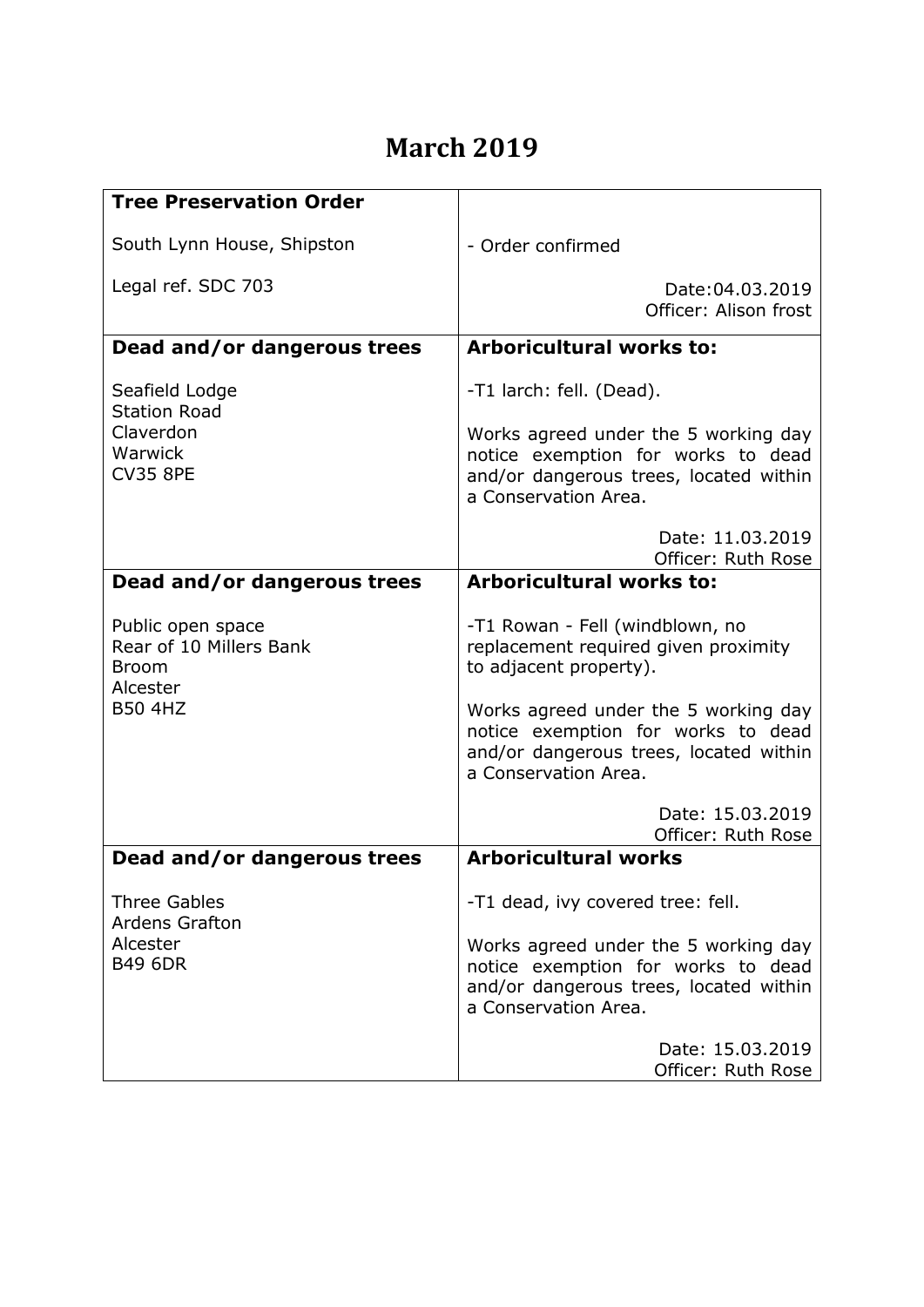# March 2019

| **Tree Preservation Order**<br><br>South Lynn House, Shipston<br><br>Legal ref. SDC 703 | - Order confirmed<br><br>Date:04.03.2019<br>Officer: Alison frost |
|---|---|
| **Dead and/or dangerous trees**<br><br>Seafield Lodge<br>Station Road<br>Claverdon<br>Warwick<br>CV35 8PE | **Arboricultural works to:**<br><br>-T1 larch: fell. (Dead).<br><br>Works agreed under the 5 working day notice exemption for works to dead and/or dangerous trees, located within a Conservation Area.<br><br>Date: 11.03.2019<br>Officer: Ruth Rose |
| **Dead and/or dangerous trees**<br><br>Public open space<br>Rear of 10 Millers Bank<br>Broom<br>Alcester<br>B50 4HZ | **Arboricultural works to:**<br><br>-T1 Rowan - Fell (windblown, no replacement required given proximity to adjacent property).<br><br>Works agreed under the 5 working day notice exemption for works to dead and/or dangerous trees, located within a Conservation Area.<br><br>Date: 15.03.2019<br>Officer: Ruth Rose |
| **Dead and/or dangerous trees**<br><br>Three Gables<br>Ardens Grafton<br>Alcester<br>B49 6DR | **Arboricultural works**<br><br>-T1 dead, ivy covered tree: fell.<br><br>Works agreed under the 5 working day notice exemption for works to dead and/or dangerous trees, located within a Conservation Area.<br><br>Date: 15.03.2019<br>Officer: Ruth Rose |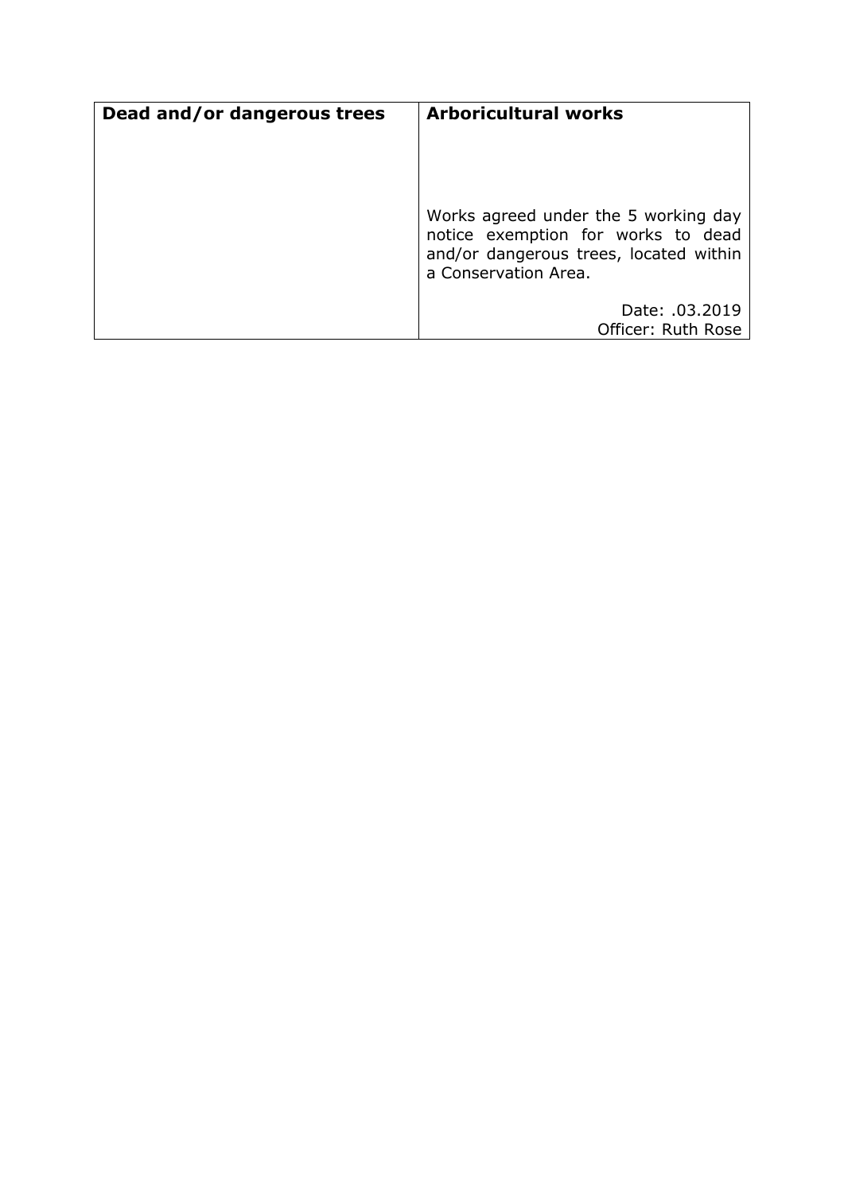| **Dead and/or dangerous trees** | **Arboricultural works**<br><br>Works agreed under the 5 working day notice exemption for works to dead and/or dangerous trees, located within a Conservation Area.<br><br>Date: .03.2019<br>Officer: Ruth Rose |
|---|---|